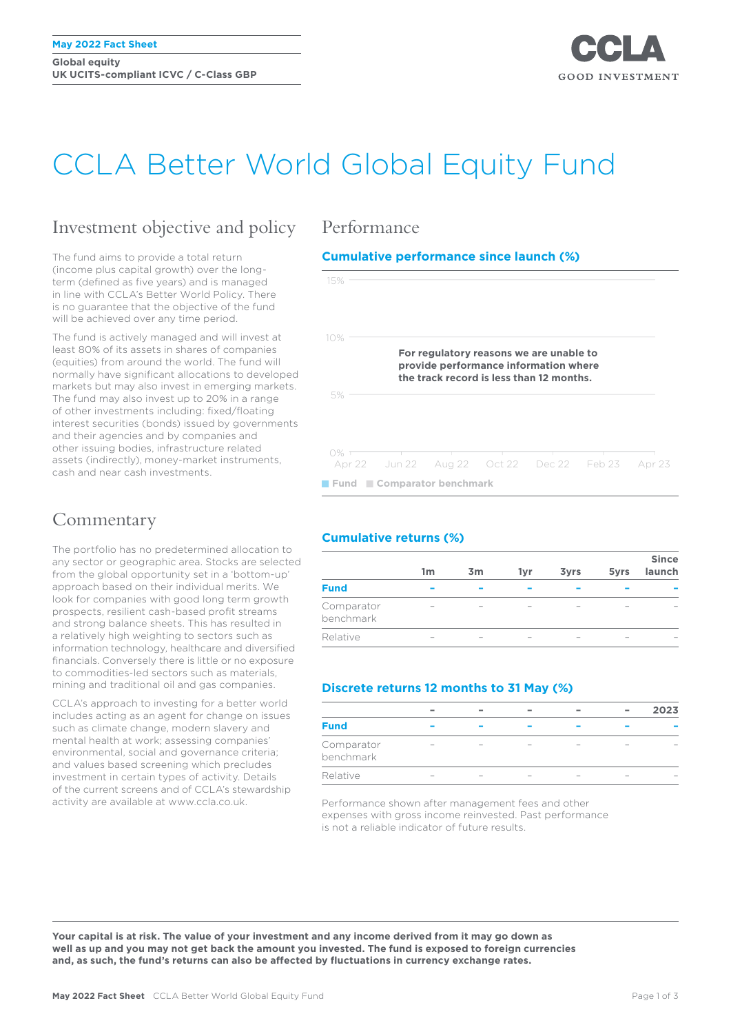May 2022 Fact Sheet

**Global equity**
**UK UCITS-compliant ICVC / C-Class GBP**

CCLA
GOOD INVESTMENT

# CCLA Better World Global Equity Fund

## Investment objective and policy

The fund aims to provide a total return (income plus capital growth) over the long-term (defined as five years) and is managed in line with CCLA's Better World Policy. There is no guarantee that the objective of the fund will be achieved over any time period.

The fund is actively managed and will invest at least 80% of its assets in shares of companies (equities) from around the world. The fund will normally have significant allocations to developed markets but may also invest in emerging markets. The fund may also invest up to 20% in a range of other investments including: fixed/floating interest securities (bonds) issued by governments and their agencies and by companies and other issuing bodies, infrastructure related assets (indirectly), money-market instruments, cash and near cash investments.

## Commentary

The portfolio has no predetermined allocation to any sector or geographic area. Stocks are selected from the global opportunity set in a 'bottom-up' approach based on their individual merits. We look for companies with good long term growth prospects, resilient cash-based profit streams and strong balance sheets. This has resulted in a relatively high weighting to sectors such as information technology, healthcare and diversified financials. Conversely there is little or no exposure to commodities-led sectors such as materials, mining and traditional oil and gas companies.

CCLA's approach to investing for a better world includes acting as an agent for change on issues such as climate change, modern slavery and mental health at work; assessing companies' environmental, social and governance criteria; and values based screening which precludes investment in certain types of activity. Details of the current screens and of CCLA's stewardship activity are available at www.ccla.co.uk.

## Performance

### Cumulative performance since launch (%)

**For regulatory reasons we are unable to provide performance information where the track record is less than 12 months.**

Fund | Comparator benchmark

### Cumulative returns (%)

| | 1m | 3m | 1yr | 3yrs | 5yrs | Since launch |
|---|---|---|---|---|---|---|
| **Fund** | – | – | – | – | – | – |
| Comparator benchmark | – | – | – | – | – | – |
| Relative | – | – | – | – | – | – |

### Discrete returns 12 months to 31 May (%)

| | – | – | – | – | – | 2023 |
|---|---|---|---|---|---|---|
| **Fund** | – | – | – | – | – | – |
| Comparator benchmark | – | – | – | – | – | – |
| Relative | – | – | – | – | – | – |

Performance shown after management fees and other expenses with gross income reinvested. Past performance is not a reliable indicator of future results.

**Your capital is at risk. The value of your investment and any income derived from it may go down as well as up and you may not get back the amount you invested. The fund is exposed to foreign currencies and, as such, the fund's returns can also be affected by fluctuations in currency exchange rates.**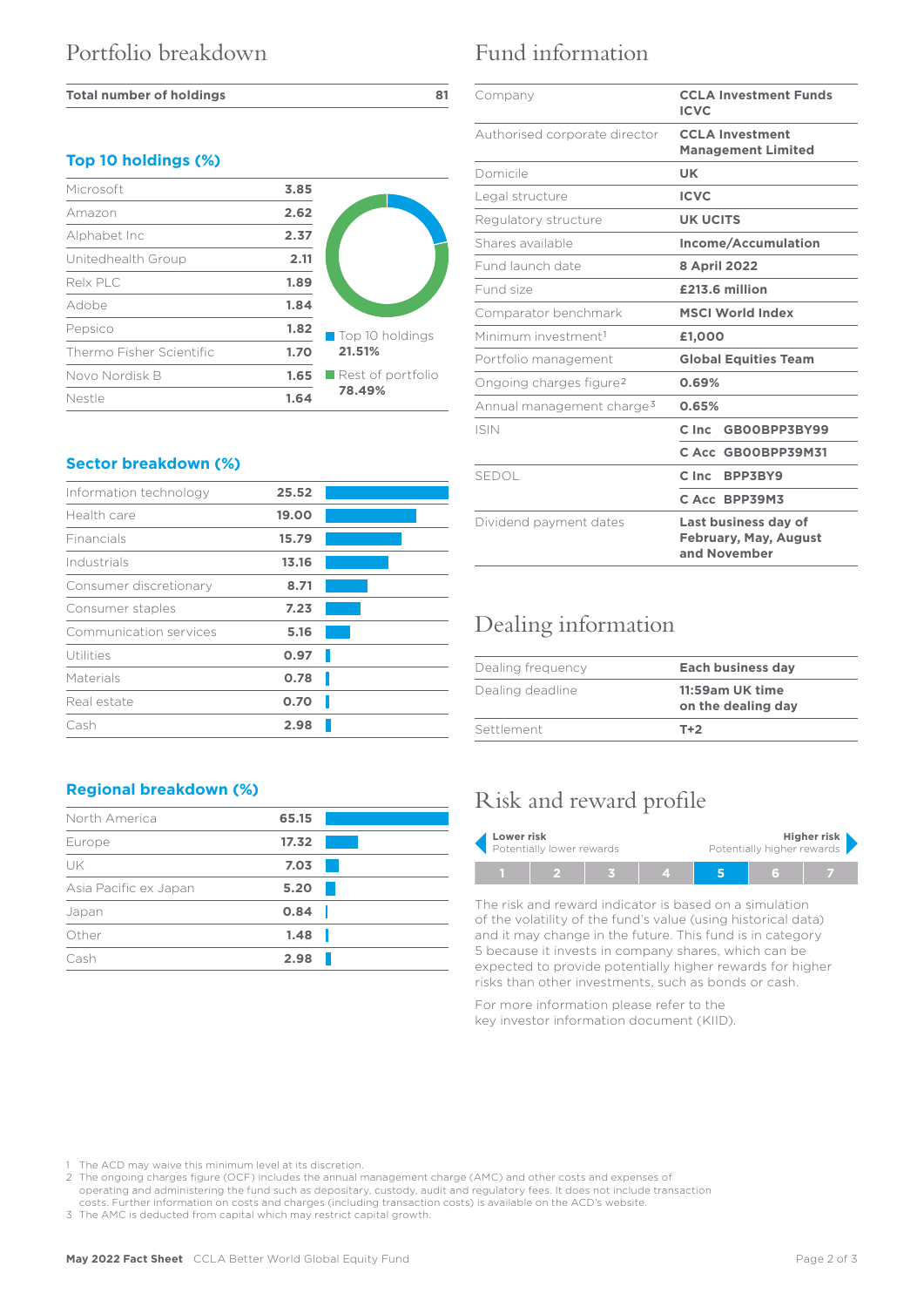## Portfolio breakdown

| Total number of holdings | 81 |
|---|---|

### Top 10 holdings (%)

| Holding | % |
|---|---|
| Microsoft | 3.85 |
| Amazon | 2.62 |
| Alphabet Inc | 2.37 |
| Unitedhealth Group | 2.11 |
| Relx PLC | 1.89 |
| Adobe | 1.84 |
| Pepsico | 1.82 |
| Thermo Fisher Scientific | 1.70 |
| Novo Nordisk B | 1.65 |
| Nestle | 1.64 |

Top 10 holdings 21.51%

Rest of portfolio 78.49%

### Sector breakdown (%)

| Sector | % |
|---|---|
| Information technology | 25.52 |
| Health care | 19.00 |
| Financials | 15.79 |
| Industrials | 13.16 |
| Consumer discretionary | 8.71 |
| Consumer staples | 7.23 |
| Communication services | 5.16 |
| Utilities | 0.97 |
| Materials | 0.78 |
| Real estate | 0.70 |
| Cash | 2.98 |

### Regional breakdown (%)

| Region | % |
|---|---|
| North America | 65.15 |
| Europe | 17.32 |
| UK | 7.03 |
| Asia Pacific ex Japan | 5.20 |
| Japan | 0.84 |
| Other | 1.48 |
| Cash | 2.98 |

## Fund information

| | |
|---|---|
| Company | **CCLA Investment Funds ICVC** |
| Authorised corporate director | **CCLA Investment Management Limited** |
| Domicile | **UK** |
| Legal structure | **ICVC** |
| Regulatory structure | **UK UCITS** |
| Shares available | **Income/Accumulation** |
| Fund launch date | **8 April 2022** |
| Fund size | **£213.6 million** |
| Comparator benchmark | **MSCI World Index** |
| Minimum investment[1] | **£1,000** |
| Portfolio management | **Global Equities Team** |
| Ongoing charges figure[2] | **0.69%** |
| Annual management charge[3] | **0.65%** |
| ISIN | **C Inc GB00BPP3BY99** |
| | **C Acc GB00BPP39M31** |
| SEDOL | **C Inc BPP3BY9** |
| | **C Acc BPP39M3** |
| Dividend payment dates | **Last business day of February, May, August and November** |

## Dealing information

| | |
|---|---|
| Dealing frequency | **Each business day** |
| Dealing deadline | **11:59am UK time on the dealing day** |
| Settlement | **T+2** |

## Risk and reward profile

**Lower risk** Potentially lower rewards — **Higher risk** Potentially higher rewards

| 1 | 2 | 3 | 4 | **5** | 6 | 7 |
|---|---|---|---|---|---|---|

The risk and reward indicator is based on a simulation of the volatility of the fund's value (using historical data) and it may change in the future. This fund is in category 5 because it invests in company shares, which can be expected to provide potentially higher rewards for higher risks than other investments, such as bonds or cash.

For more information please refer to the key investor information document (KIID).

1 The ACD may waive this minimum level at its discretion.
2 The ongoing charges figure (OCF) includes the annual management charge (AMC) and other costs and expenses of operating and administering the fund such as depositary, custody, audit and regulatory fees. It does not include transaction costs. Further information on costs and charges (including transaction costs) is available on the ACD's website.
3 The AMC is deducted from capital which may restrict capital growth.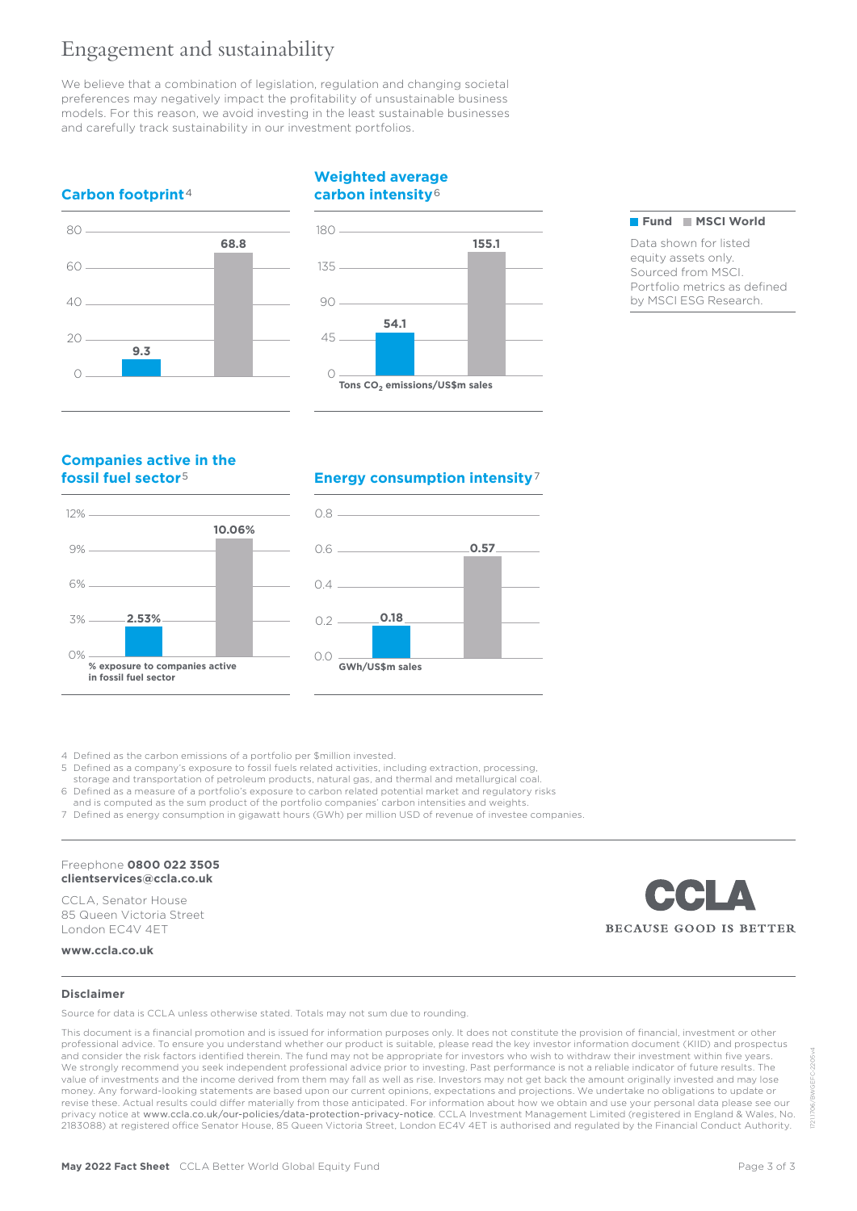# Engagement and sustainability

We believe that a combination of legislation, regulation and changing societal preferences may negatively impact the profitability of unsustainable business models. For this reason, we avoid investing in the least sustainable businesses and carefully track sustainability in our investment portfolios.

### Carbon footprint[4]

80
60
40
20
0
9.3
68.8

### Weighted average carbon intensity[6]

180
135
90
45
0
54.1
155.1
Tons $CO_2$ emissions/US$m sales

Fund   MSCI World

Data shown for listed equity assets only. Sourced from MSCI. Portfolio metrics as defined by MSCI ESG Research.

### Companies active in the fossil fuel sector[5]

12%
9%
6%
3%
0%
2.53%
10.06%
% exposure to companies active in fossil fuel sector

### Energy consumption intensity[7]

0.8
0.6
0.4
0.2
0.0
0.18
0.57
GWh/US$m sales

4 Defined as the carbon emissions of a portfolio per $million invested.
5 Defined as a company's exposure to fossil fuels related activities, including extraction, processing, storage and transportation of petroleum products, natural gas, and thermal and metallurgical coal.
6 Defined as a measure of a portfolio's exposure to carbon related potential market and regulatory risks and is computed as the sum product of the portfolio companies' carbon intensities and weights.
7 Defined as energy consumption in gigawatt hours (GWh) per million USD of revenue of investee companies.

Freephone **0800 022 3505**
**clientservices@ccla.co.uk**

CCLA, Senator House
85 Queen Victoria Street
London EC4V 4ET

**www.ccla.co.uk**

CCLA
BECAUSE GOOD IS BETTER

### Disclaimer

Source for data is CCLA unless otherwise stated. Totals may not sum due to rounding.

This document is a financial promotion and is issued for information purposes only. It does not constitute the provision of financial, investment or other professional advice. To ensure you understand whether our product is suitable, please read the key investor information document (KIID) and prospectus and consider the risk factors identified therein. The fund may not be appropriate for investors who wish to withdraw their investment within five years. We strongly recommend you seek independent professional advice prior to investing. Past performance is not a reliable indicator of future results. The value of investments and the income derived from them may fall as well as rise. Investors may not get back the amount originally invested and may lose money. Any forward-looking statements are based upon our current opinions, expectations and projections. We undertake no obligations to update or revise these. Actual results could differ materially from those anticipated. For information about how we obtain and use your personal data please see our privacy notice at www.ccla.co.uk/our-policies/data-protection-privacy-notice. CCLA Investment Management Limited (registered in England & Wales, No. 2183088) at registered office Senator House, 85 Queen Victoria Street, London EC4V 4ET is authorised and regulated by the Financial Conduct Authority.

**May 2022 Fact Sheet** CCLA Better World Global Equity Fund